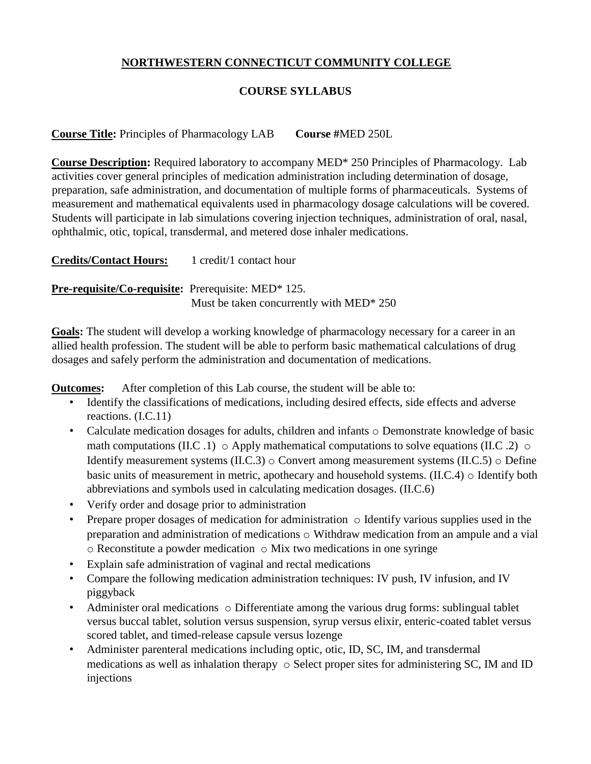# NORTHWESTERN CONNECTICUT COMMUNITY COLLEGE

## COURSE SYLLABUS

**Course Title:** Principles of Pharmacology LAB **Course #**MED 250L

**Course Description:** Required laboratory to accompany MED* 250 Principles of Pharmacology. Lab activities cover general principles of medication administration including determination of dosage, preparation, safe administration, and documentation of multiple forms of pharmaceuticals. Systems of measurement and mathematical equivalents used in pharmacology dosage calculations will be covered. Students will participate in lab simulations covering injection techniques, administration of oral, nasal, ophthalmic, otic, topical, transdermal, and metered dose inhaler medications.

**Credits/Contact Hours:** 1 credit/1 contact hour

**Pre-requisite/Co-requisite:** Prerequisite: MED* 125.
Must be taken concurrently with MED* 250

**Goals:** The student will develop a working knowledge of pharmacology necessary for a career in an allied health profession. The student will be able to perform basic mathematical calculations of drug dosages and safely perform the administration and documentation of medications.

**Outcomes:** After completion of this Lab course, the student will be able to:

- Identify the classifications of medications, including desired effects, side effects and adverse reactions. (I.C.11)
- Calculate medication dosages for adults, children and infants
  - Demonstrate knowledge of basic math computations (II.C .1)
  - Apply mathematical computations to solve equations (II.C .2)
  - Identify measurement systems (II.C.3)
  - Convert among measurement systems (II.C.5)
  - Define basic units of measurement in metric, apothecary and household systems. (II.C.4)
  - Identify both abbreviations and symbols used in calculating medication dosages. (II.C.6)
- Verify order and dosage prior to administration
- Prepare proper dosages of medication for administration
  - Identify various supplies used in the preparation and administration of medications
  - Withdraw medication from an ampule and a vial
  - Reconstitute a powder medication
  - Mix two medications in one syringe
- Explain safe administration of vaginal and rectal medications
- Compare the following medication administration techniques: IV push, IV infusion, and IV piggyback
- Administer oral medications
  - Differentiate among the various drug forms: sublingual tablet versus buccal tablet, solution versus suspension, syrup versus elixir, enteric-coated tablet versus scored tablet, and timed-release capsule versus lozenge
- Administer parenteral medications including optic, otic, ID, SC, IM, and transdermal medications as well as inhalation therapy
  - Select proper sites for administering SC, IM and ID injections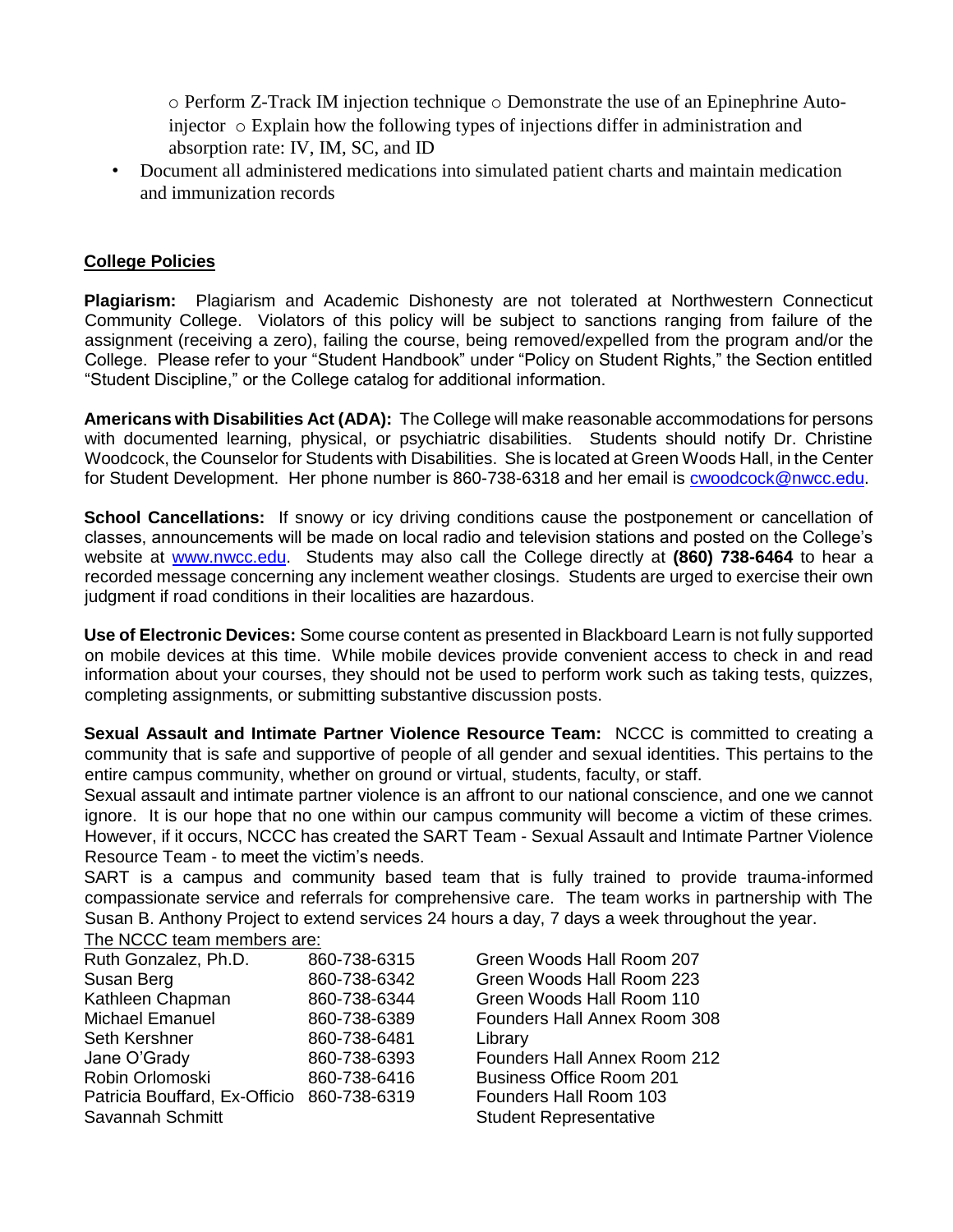- Perform Z-Track IM injection technique
- Demonstrate the use of an Epinephrine Auto-injector
- Explain how the following types of injections differ in administration and absorption rate: IV, IM, SC, and ID

- Document all administered medications into simulated patient charts and maintain medication and immunization records

## College Policies

**Plagiarism:** Plagiarism and Academic Dishonesty are not tolerated at Northwestern Connecticut Community College. Violators of this policy will be subject to sanctions ranging from failure of the assignment (receiving a zero), failing the course, being removed/expelled from the program and/or the College. Please refer to your "Student Handbook" under "Policy on Student Rights," the Section entitled "Student Discipline," or the College catalog for additional information.

**Americans with Disabilities Act (ADA):** The College will make reasonable accommodations for persons with documented learning, physical, or psychiatric disabilities. Students should notify Dr. Christine Woodcock, the Counselor for Students with Disabilities. She is located at Green Woods Hall, in the Center for Student Development. Her phone number is 860-738-6318 and her email is cwoodcock@nwcc.edu.

**School Cancellations:** If snowy or icy driving conditions cause the postponement or cancellation of classes, announcements will be made on local radio and television stations and posted on the College's website at www.nwcc.edu. Students may also call the College directly at **(860) 738-6464** to hear a recorded message concerning any inclement weather closings. Students are urged to exercise their own judgment if road conditions in their localities are hazardous.

**Use of Electronic Devices:** Some course content as presented in Blackboard Learn is not fully supported on mobile devices at this time. While mobile devices provide convenient access to check in and read information about your courses, they should not be used to perform work such as taking tests, quizzes, completing assignments, or submitting substantive discussion posts.

**Sexual Assault and Intimate Partner Violence Resource Team:** NCCC is committed to creating a community that is safe and supportive of people of all gender and sexual identities. This pertains to the entire campus community, whether on ground or virtual, students, faculty, or staff.

Sexual assault and intimate partner violence is an affront to our national conscience, and one we cannot ignore. It is our hope that no one within our campus community will become a victim of these crimes. However, if it occurs, NCCC has created the SART Team - Sexual Assault and Intimate Partner Violence Resource Team - to meet the victim's needs.

SART is a campus and community based team that is fully trained to provide trauma-informed compassionate service and referrals for comprehensive care. The team works in partnership with The Susan B. Anthony Project to extend services 24 hours a day, 7 days a week throughout the year.

The NCCC team members are:

| | | |
|---|---|---|
| Ruth Gonzalez, Ph.D. | 860-738-6315 | Green Woods Hall Room 207 |
| Susan Berg | 860-738-6342 | Green Woods Hall Room 223 |
| Kathleen Chapman | 860-738-6344 | Green Woods Hall Room 110 |
| Michael Emanuel | 860-738-6389 | Founders Hall Annex Room 308 |
| Seth Kershner | 860-738-6481 | Library |
| Jane O'Grady | 860-738-6393 | Founders Hall Annex Room 212 |
| Robin Orlomoski | 860-738-6416 | Business Office Room 201 |
| Patricia Bouffard, Ex-Officio | 860-738-6319 | Founders Hall Room 103 |
| Savannah Schmitt | | Student Representative |